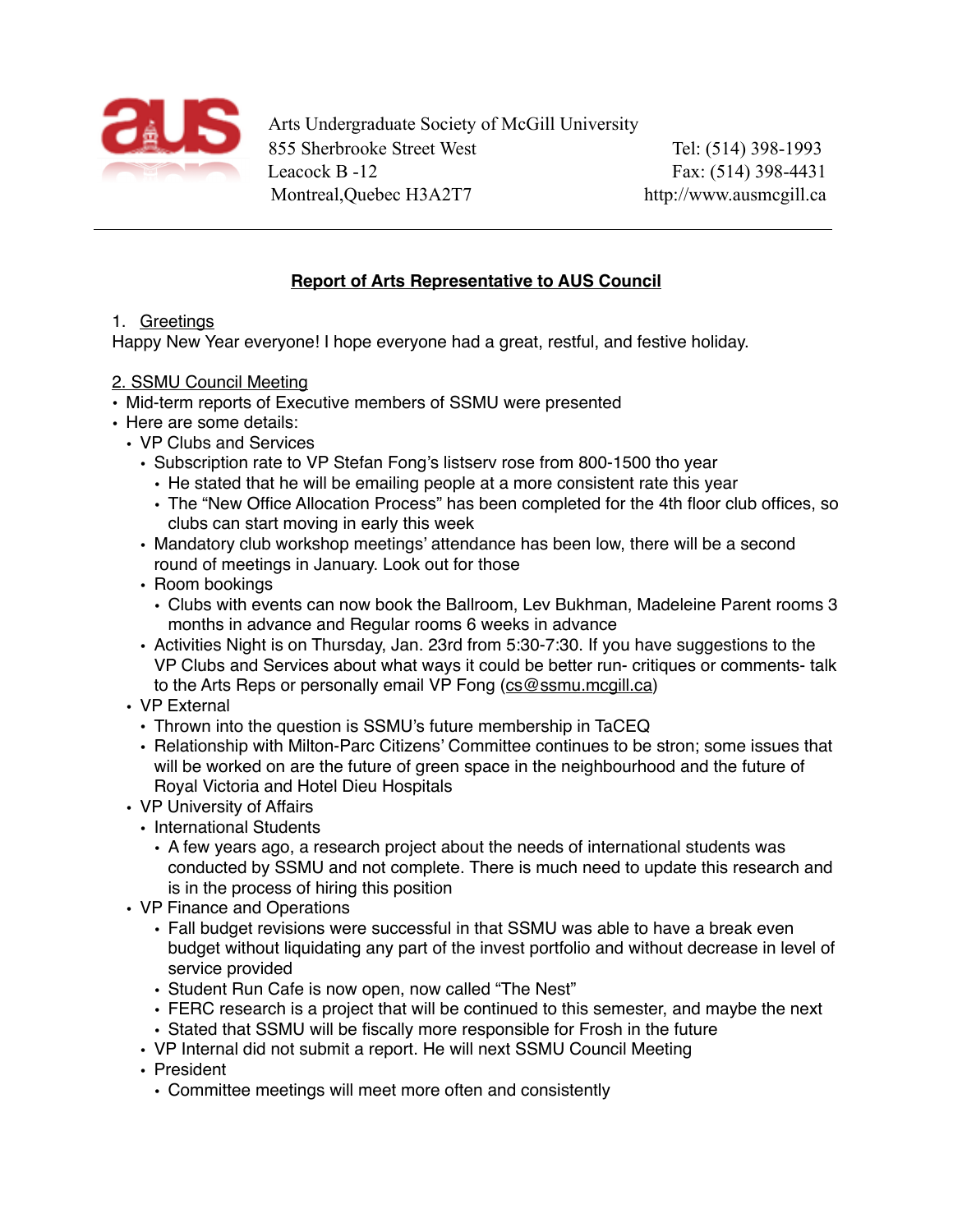Arts Undergraduate Society of McGill University
855 Sherbrooke Street West
Leacock B -12
Montreal,Quebec H3A2T7

Tel: (514) 398-1993
Fax: (514) 398-4431
http://www.ausmcgill.ca

## Report of Arts Representative to AUS Council

1. Greetings

Happy New Year everyone! I hope everyone had a great, restful, and festive holiday.

2. SSMU Council Meeting

- Mid-term reports of Executive members of SSMU were presented
- Here are some details:
  - VP Clubs and Services
    - Subscription rate to VP Stefan Fong's listserv rose from 800-1500 tho year
      - He stated that he will be emailing people at a more consistent rate this year
      - The "New Office Allocation Process" has been completed for the 4th floor club offices, so clubs can start moving in early this week
    - Mandatory club workshop meetings' attendance has been low, there will be a second round of meetings in January. Look out for those
    - Room bookings
      - Clubs with events can now book the Ballroom, Lev Bukhman, Madeleine Parent rooms 3 months in advance and Regular rooms 6 weeks in advance
    - Activities Night is on Thursday, Jan. 23rd from 5:30-7:30. If you have suggestions to the VP Clubs and Services about what ways it could be better run- critiques or comments- talk to the Arts Reps or personally email VP Fong (cs@ssmu.mcgill.ca)
  - VP External
    - Thrown into the question is SSMU's future membership in TaCEQ
    - Relationship with Milton-Parc Citizens' Committee continues to be stron; some issues that will be worked on are the future of green space in the neighbourhood and the future of Royal Victoria and Hotel Dieu Hospitals
  - VP University of Affairs
    - International Students
      - A few years ago, a research project about the needs of international students was conducted by SSMU and not complete. There is much need to update this research and is in the process of hiring this position
  - VP Finance and Operations
      - Fall budget revisions were successful in that SSMU was able to have a break even budget without liquidating any part of the invest portfolio and without decrease in level of service provided
      - Student Run Cafe is now open, now called "The Nest"
      - FERC research is a project that will be continued to this semester, and maybe the next
      - Stated that SSMU will be fiscally more responsible for Frosh in the future
    - VP Internal did not submit a report. He will next SSMU Council Meeting
    - President
      - Committee meetings will meet more often and consistently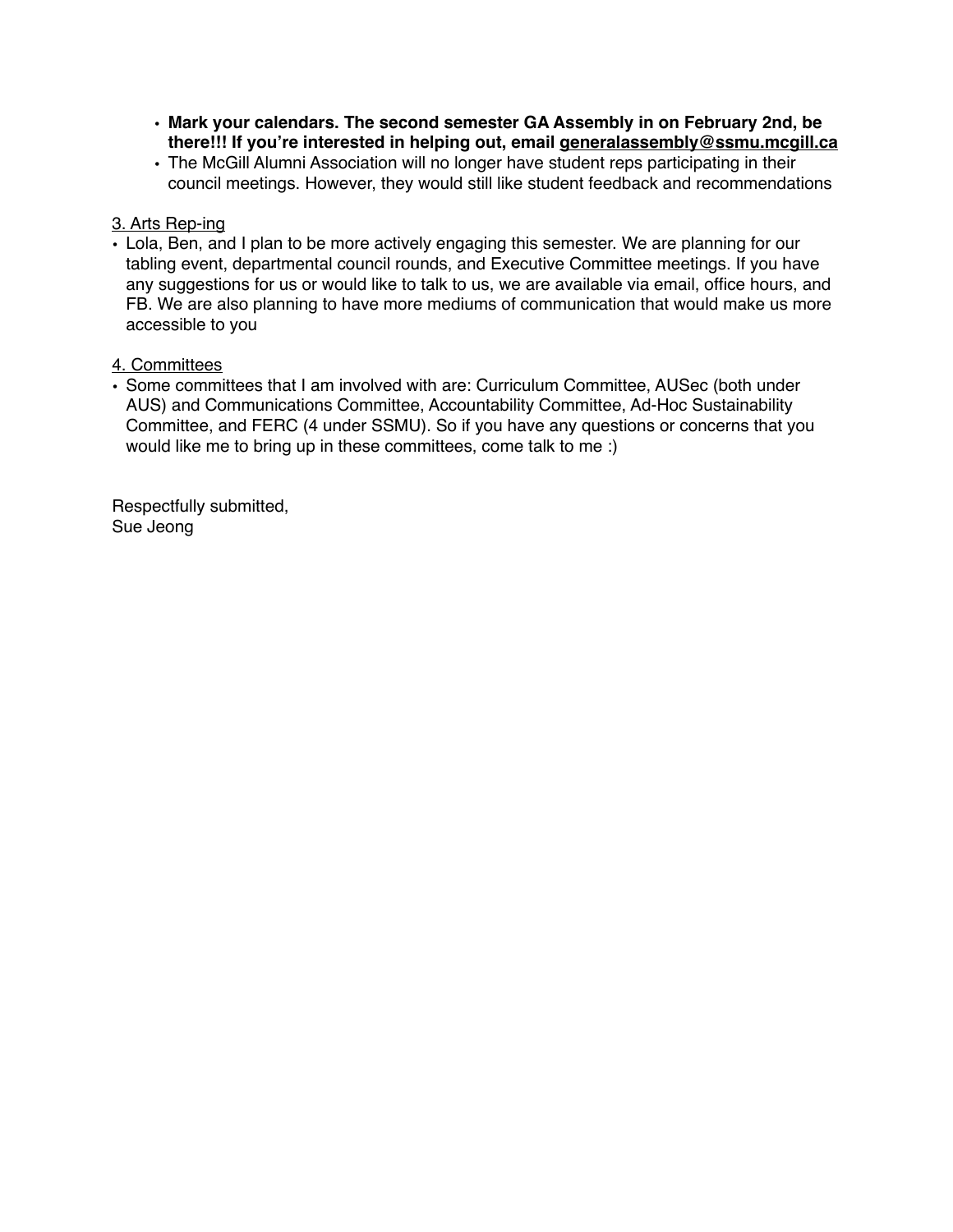- **Mark your calendars. The second semester GA Assembly in on February 2nd, be there!!! If you're interested in helping out, email generalassembly@ssmu.mcgill.ca**
- The McGill Alumni Association will no longer have student reps participating in their council meetings. However, they would still like student feedback and recommendations

3. Arts Rep-ing

- Lola, Ben, and I plan to be more actively engaging this semester. We are planning for our tabling event, departmental council rounds, and Executive Committee meetings. If you have any suggestions for us or would like to talk to us, we are available via email, office hours, and FB. We are also planning to have more mediums of communication that would make us more accessible to you

4. Committees

- Some committees that I am involved with are: Curriculum Committee, AUSec (both under AUS) and Communications Committee, Accountability Committee, Ad-Hoc Sustainability Committee, and FERC (4 under SSMU). So if you have any questions or concerns that you would like me to bring up in these committees, come talk to me :)

Respectfully submitted,
Sue Jeong